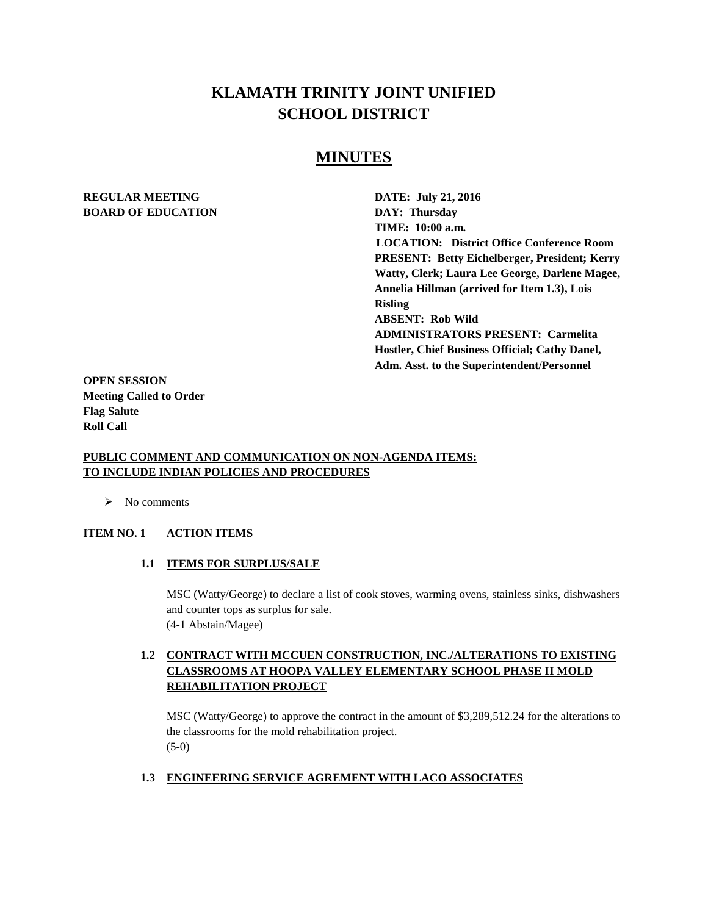# KLAMATH TRINITY JOINT UNIFIED SCHOOL DISTRICT

## MINUTES

**REGULAR MEETING**
**BOARD OF EDUCATION**

**DATE: July 21, 2016**
**DAY: Thursday**
**TIME: 10:00 a.m.**
**LOCATION: District Office Conference Room**
**PRESENT: Betty Eichelberger, President; Kerry Watty, Clerk; Laura Lee George, Darlene Magee, Annelia Hillman (arrived for Item 1.3), Lois Risling**
**ABSENT: Rob Wild**
**ADMINISTRATORS PRESENT: Carmelita Hostler, Chief Business Official; Cathy Danel, Adm. Asst. to the Superintendent/Personnel**

**OPEN SESSION**
**Meeting Called to Order**
**Flag Salute**
**Roll Call**

**PUBLIC COMMENT AND COMMUNICATION ON NON-AGENDA ITEMS: TO INCLUDE INDIAN POLICIES AND PROCEDURES**

- No comments

**ITEM NO. 1 ACTION ITEMS**

**1.1 ITEMS FOR SURPLUS/SALE**

MSC (Watty/George) to declare a list of cook stoves, warming ovens, stainless sinks, dishwashers and counter tops as surplus for sale.
(4-1 Abstain/Magee)

**1.2 CONTRACT WITH MCCUEN CONSTRUCTION, INC./ALTERATIONS TO EXISTING CLASSROOMS AT HOOPA VALLEY ELEMENTARY SCHOOL PHASE II MOLD REHABILITATION PROJECT**

MSC (Watty/George) to approve the contract in the amount of $3,289,512.24 for the alterations to the classrooms for the mold rehabilitation project.
(5-0)

**1.3 ENGINEERING SERVICE AGREMENT WITH LACO ASSOCIATES**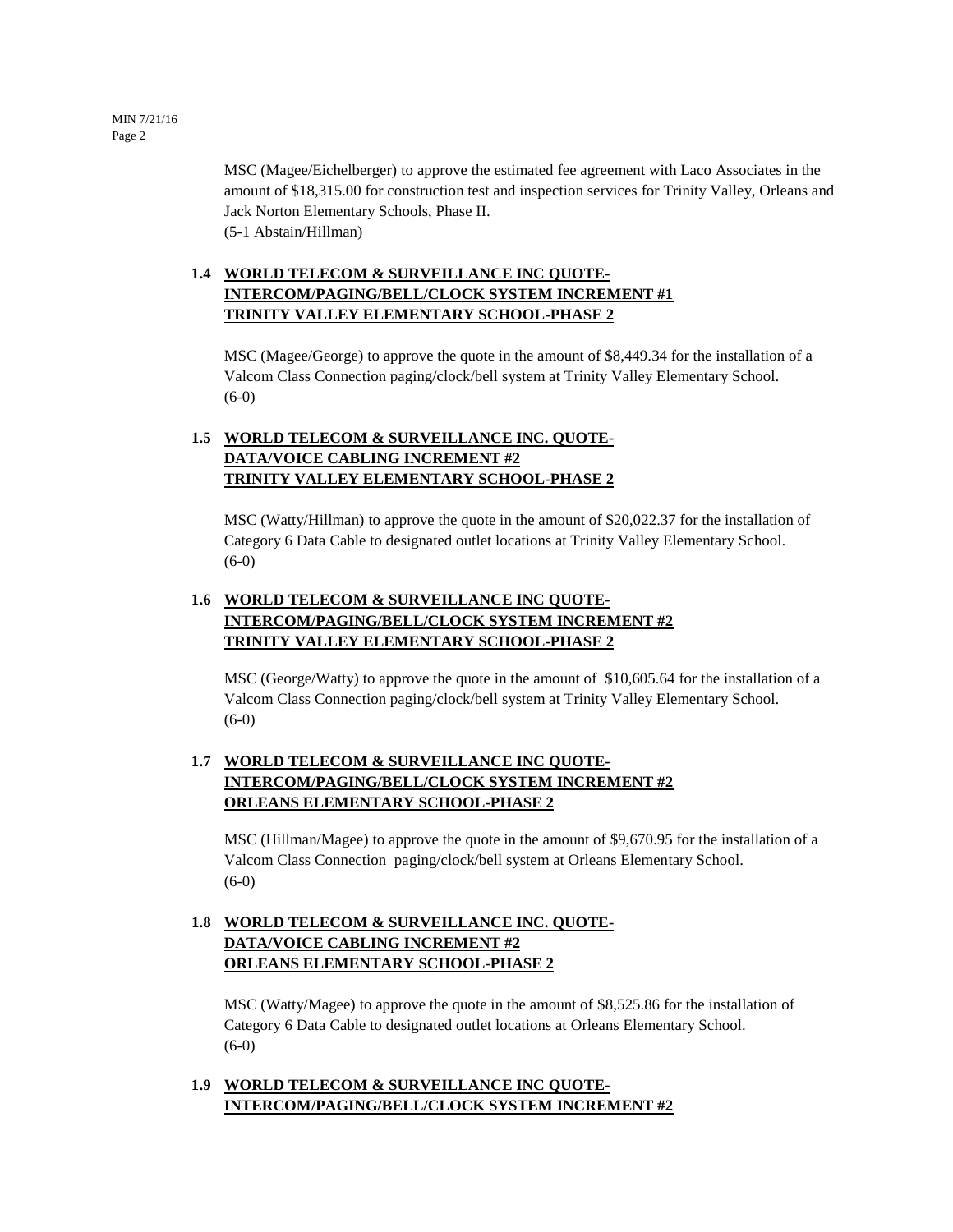MSC (Magee/Eichelberger) to approve the estimated fee agreement with Laco Associates in the amount of $18,315.00 for construction test and inspection services for Trinity Valley, Orleans and Jack Norton Elementary Schools, Phase II.
(5-1 Abstain/Hillman)

### 1.4 WORLD TELECOM & SURVEILLANCE INC QUOTE- INTERCOM/PAGING/BELL/CLOCK SYSTEM INCREMENT #1 TRINITY VALLEY ELEMENTARY SCHOOL-PHASE 2

MSC (Magee/George) to approve the quote in the amount of $8,449.34 for the installation of a Valcom Class Connection paging/clock/bell system at Trinity Valley Elementary School.
(6-0)

### 1.5 WORLD TELECOM & SURVEILLANCE INC. QUOTE- DATA/VOICE CABLING INCREMENT #2 TRINITY VALLEY ELEMENTARY SCHOOL-PHASE 2

MSC (Watty/Hillman) to approve the quote in the amount of $20,022.37 for the installation of Category 6 Data Cable to designated outlet locations at Trinity Valley Elementary School.
(6-0)

### 1.6 WORLD TELECOM & SURVEILLANCE INC QUOTE- INTERCOM/PAGING/BELL/CLOCK SYSTEM INCREMENT #2 TRINITY VALLEY ELEMENTARY SCHOOL-PHASE 2

MSC (George/Watty) to approve the quote in the amount of $10,605.64 for the installation of a Valcom Class Connection paging/clock/bell system at Trinity Valley Elementary School.
(6-0)

### 1.7 WORLD TELECOM & SURVEILLANCE INC QUOTE- INTERCOM/PAGING/BELL/CLOCK SYSTEM INCREMENT #2 ORLEANS ELEMENTARY SCHOOL-PHASE 2

MSC (Hillman/Magee) to approve the quote in the amount of $9,670.95 for the installation of a Valcom Class Connection paging/clock/bell system at Orleans Elementary School.
(6-0)

### 1.8 WORLD TELECOM & SURVEILLANCE INC. QUOTE- DATA/VOICE CABLING INCREMENT #2 ORLEANS ELEMENTARY SCHOOL-PHASE 2

MSC (Watty/Magee) to approve the quote in the amount of $8,525.86 for the installation of Category 6 Data Cable to designated outlet locations at Orleans Elementary School.
(6-0)

### 1.9 WORLD TELECOM & SURVEILLANCE INC QUOTE- INTERCOM/PAGING/BELL/CLOCK SYSTEM INCREMENT #2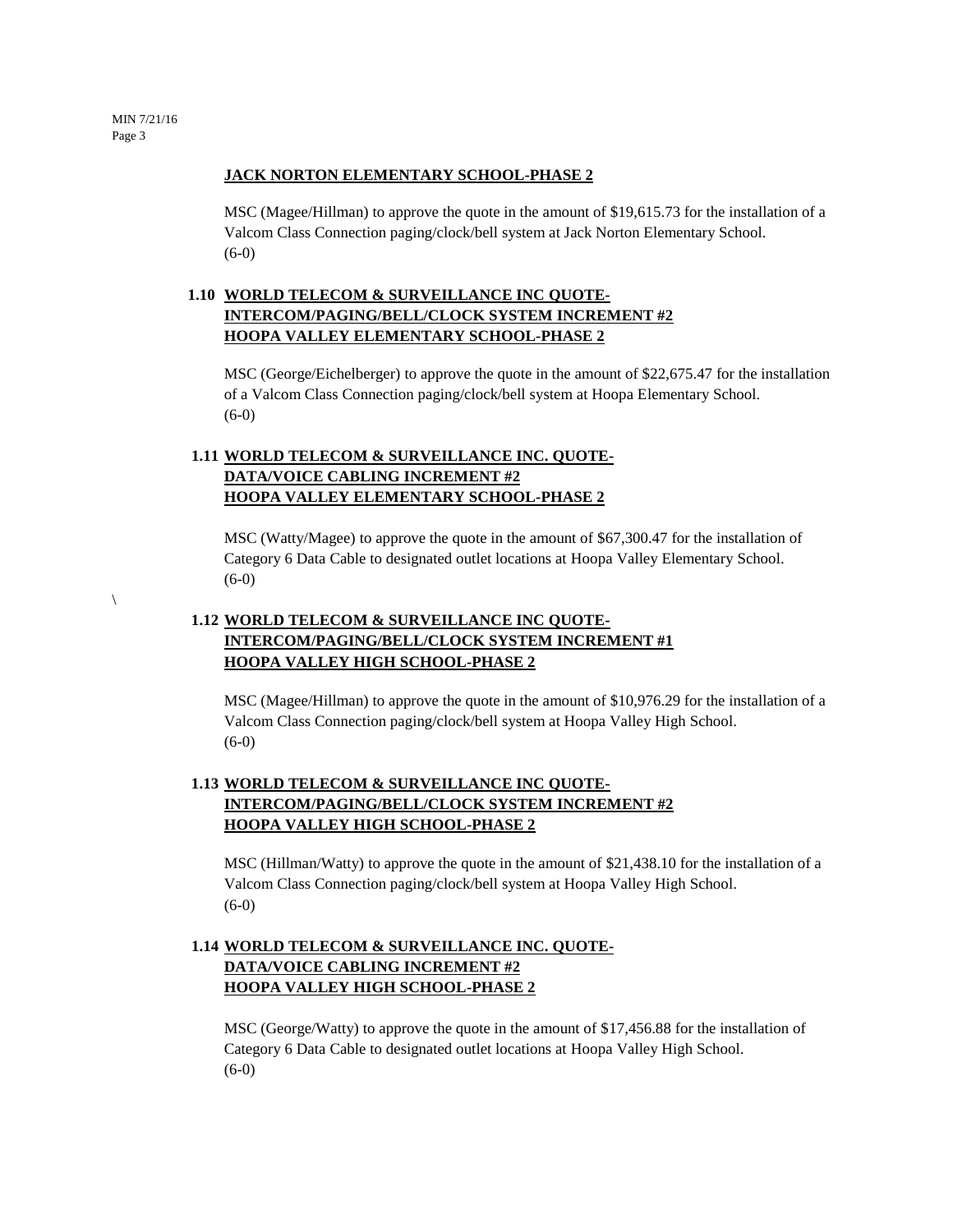**JACK NORTON ELEMENTARY SCHOOL-PHASE 2**

MSC (Magee/Hillman) to approve the quote in the amount of $19,615.73 for the installation of a Valcom Class Connection paging/clock/bell system at Jack Norton Elementary School.
(6-0)

**1.10 WORLD TELECOM & SURVEILLANCE INC QUOTE-INTERCOM/PAGING/BELL/CLOCK SYSTEM INCREMENT #2 HOOPA VALLEY ELEMENTARY SCHOOL-PHASE 2**

MSC (George/Eichelberger) to approve the quote in the amount of $22,675.47 for the installation of a Valcom Class Connection paging/clock/bell system at Hoopa Elementary School.
(6-0)

**1.11 WORLD TELECOM & SURVEILLANCE INC. QUOTE-DATA/VOICE CABLING INCREMENT #2 HOOPA VALLEY ELEMENTARY SCHOOL-PHASE 2**

MSC (Watty/Magee) to approve the quote in the amount of $67,300.47 for the installation of Category 6 Data Cable to designated outlet locations at Hoopa Valley Elementary School.
(6-0)

\

**1.12 WORLD TELECOM & SURVEILLANCE INC QUOTE-INTERCOM/PAGING/BELL/CLOCK SYSTEM INCREMENT #1 HOOPA VALLEY HIGH SCHOOL-PHASE 2**

MSC (Magee/Hillman) to approve the quote in the amount of $10,976.29 for the installation of a Valcom Class Connection paging/clock/bell system at Hoopa Valley High School.
(6-0)

**1.13 WORLD TELECOM & SURVEILLANCE INC QUOTE-INTERCOM/PAGING/BELL/CLOCK SYSTEM INCREMENT #2 HOOPA VALLEY HIGH SCHOOL-PHASE 2**

MSC (Hillman/Watty) to approve the quote in the amount of $21,438.10 for the installation of a Valcom Class Connection paging/clock/bell system at Hoopa Valley High School.
(6-0)

**1.14 WORLD TELECOM & SURVEILLANCE INC. QUOTE-DATA/VOICE CABLING INCREMENT #2 HOOPA VALLEY HIGH SCHOOL-PHASE 2**

MSC (George/Watty) to approve the quote in the amount of $17,456.88 for the installation of Category 6 Data Cable to designated outlet locations at Hoopa Valley High School.
(6-0)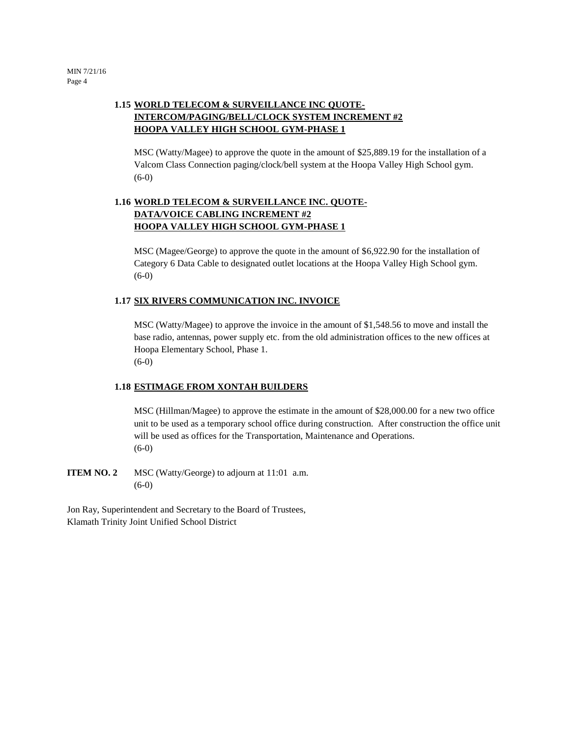**1.15 <u>WORLD TELECOM & SURVEILLANCE INC QUOTE-INTERCOM/PAGING/BELL/CLOCK SYSTEM INCREMENT #2 HOOPA VALLEY HIGH SCHOOL GYM-PHASE 1</u>**

MSC (Watty/Magee) to approve the quote in the amount of $25,889.19 for the installation of a Valcom Class Connection paging/clock/bell system at the Hoopa Valley High School gym.
(6-0)

**1.16 <u>WORLD TELECOM & SURVEILLANCE INC. QUOTE-DATA/VOICE CABLING INCREMENT #2 HOOPA VALLEY HIGH SCHOOL GYM-PHASE 1</u>**

MSC (Magee/George) to approve the quote in the amount of $6,922.90 for the installation of Category 6 Data Cable to designated outlet locations at the Hoopa Valley High School gym.
(6-0)

**1.17 <u>SIX RIVERS COMMUNICATION INC. INVOICE</u>**

MSC (Watty/Magee) to approve the invoice in the amount of $1,548.56 to move and install the base radio, antennas, power supply etc. from the old administration offices to the new offices at Hoopa Elementary School, Phase 1.
(6-0)

**1.18 <u>ESTIMAGE FROM XONTAH BUILDERS</u>**

MSC (Hillman/Magee) to approve the estimate in the amount of $28,000.00 for a new two office unit to be used as a temporary school office during construction. After construction the office unit will be used as offices for the Transportation, Maintenance and Operations.
(6-0)

**ITEM NO. 2** MSC (Watty/George) to adjourn at 11:01 a.m.
(6-0)

Jon Ray, Superintendent and Secretary to the Board of Trustees,
Klamath Trinity Joint Unified School District